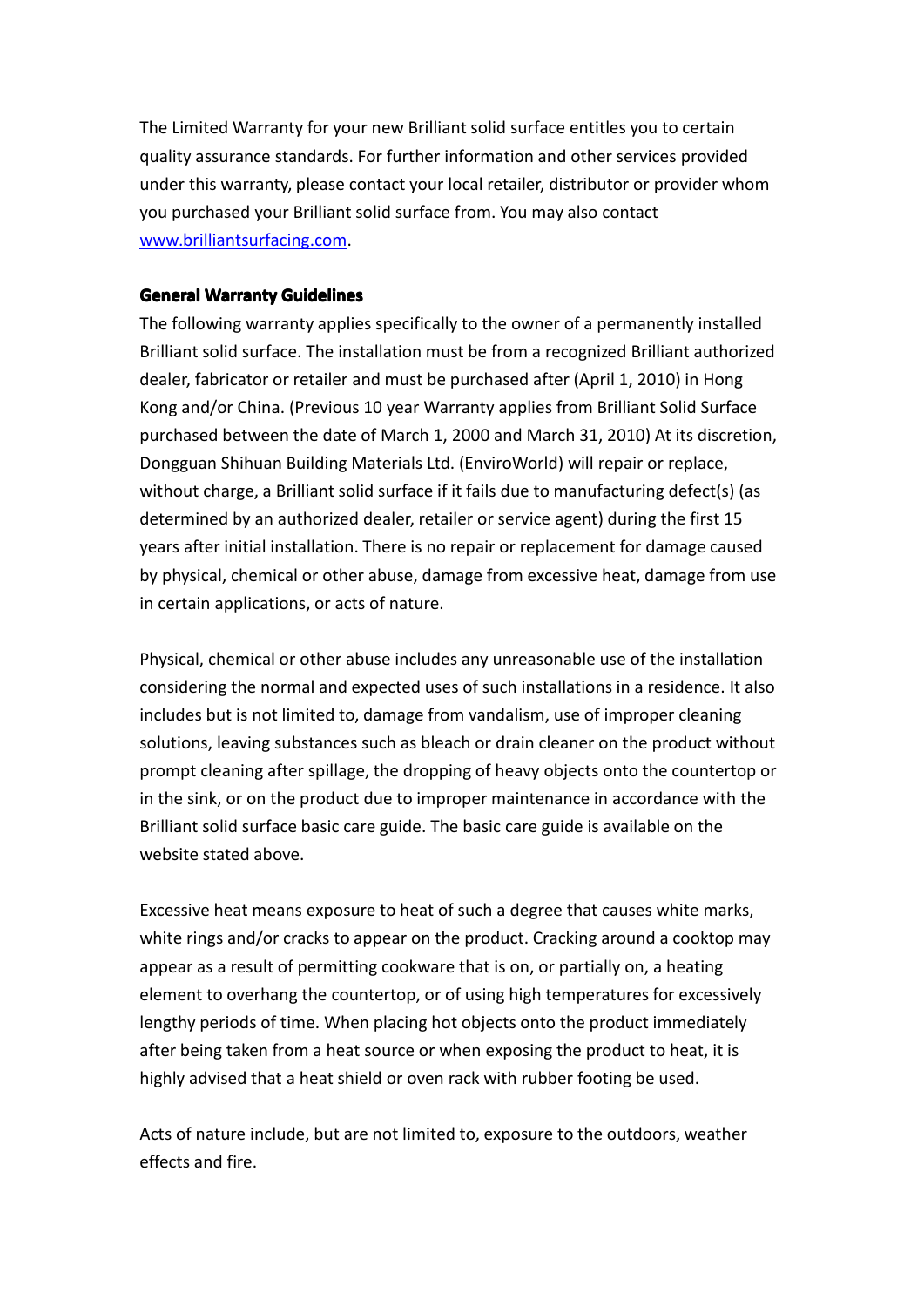The Limited Warranty for your new Brilliant solid surface entitles you to certain quality assurance standards. For further information and other services provided under this warranty, please contact your local retailer, distributor or provider whom you purchased your Brilliant solid surface from. You may also contact [www.brilliantsurfacing.com](www.brilliantsurfacing.com).

**General Warranty Guidelines**

The following warranty applies specifically to the owner of a permanently installed Brilliant solid surface. The installation must be from a recognized Brilliant authorized dealer, fabricator or retailer and must be purchased after (April 1, 2010) in Hong Kong and/or China. (Previous 10 year Warranty applies from Brilliant Solid Surface purchased between the date of March 1, 2000 and March 31, 2010) At its discretion, Dongguan Shihuan Building Materials Ltd. (EnviroWorld) will repair or replace, without charge, a Brilliant solid surface if it fails due to manufacturing defect(s) (as determined by an authorized dealer, retailer or service agent) during the first 15 years after initial installation. There is no repair or replacement for damage caused by physical, chemical or other abuse, damage from excessive heat, damage from use in certain applications, or acts of nature.

Physical, chemical or other abuse includes any unreasonable use of the installation considering the normal and expected uses of such installations in a residence. It also includes but is not limited to, damage from vandalism, use of improper cleaning solutions, leaving substances such as bleach or drain cleaner on the product without prompt cleaning after spillage, the dropping of heavy objects onto the countertop or in the sink, or on the product due to improper maintenance in accordance with the Brilliant solid surface basic care guide. The basic care guide is available on the website stated above.

Excessive heat means exposure to heat of such a degree that causes white marks, white rings and/or cracks to appear on the product. Cracking around a cooktop may appear as a result of permitting cookware that is on, or partially on, a heating element to overhang the countertop, or of using high temperatures for excessively lengthy periods of time. When placing hot objects onto the product immediately after being taken from a heat source or when exposing the product to heat, it is highly advised that a heat shield or oven rack with rubber footing be used.

Acts of nature include, but are not limited to, exposure to the outdoors, weather effects and fire.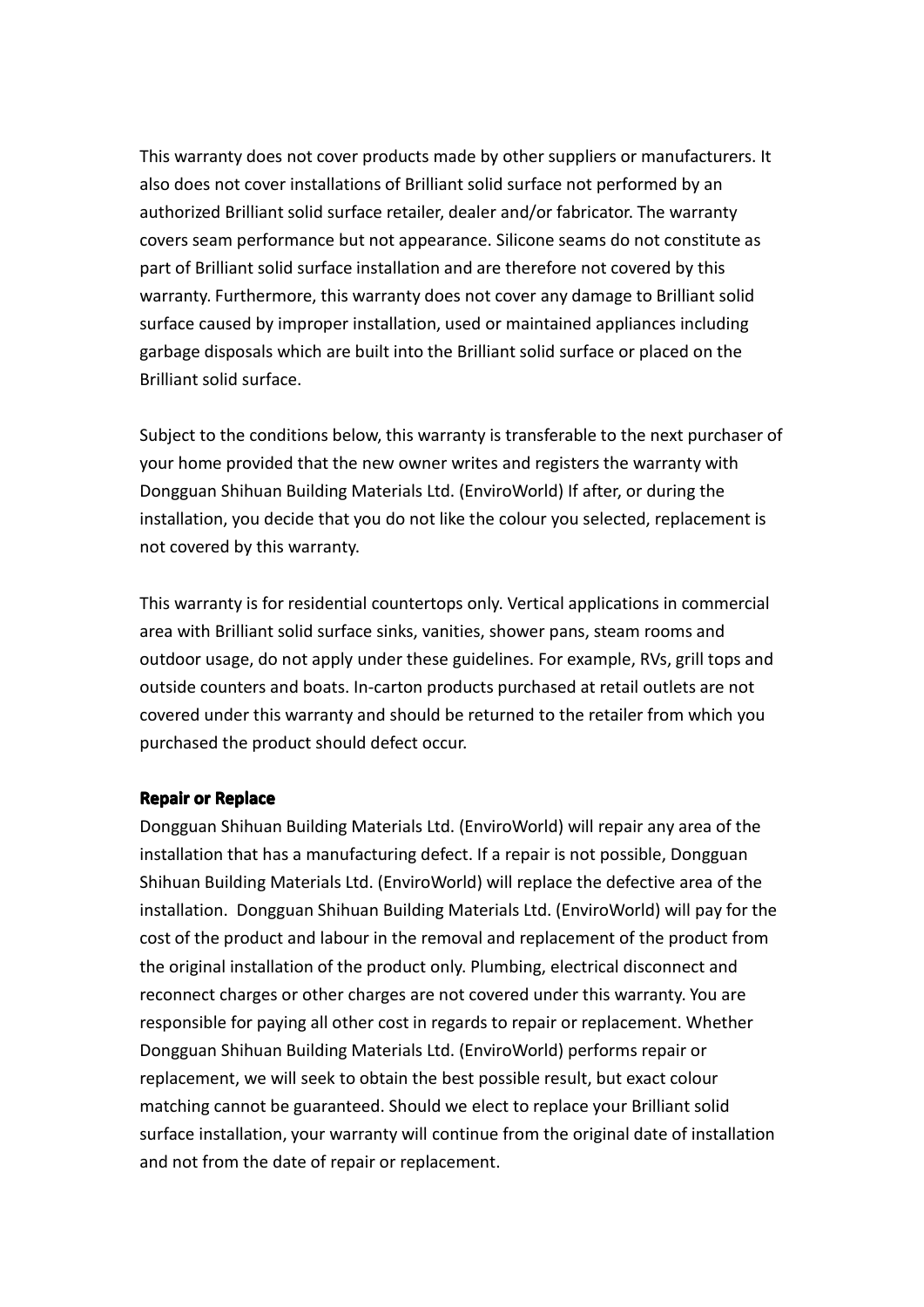This warranty does not cover products made by other suppliers or manufacturers. It also does not cover installations of Brilliant solid surface not performed by an authorized Brilliant solid surface retailer, dealer and/or fabricator. The warranty covers seam performance but not appearance. Silicone seams do not constitute as part of Brilliant solid surface installation and are therefore not covered by this warranty. Furthermore, this warranty does not cover any damage to Brilliant solid surface caused by improper installation, used or maintained appliances including garbage disposals which are built into the Brilliant solid surface or placed on the Brilliant solid surface.

Subject to the conditions below, this warranty is transferable to the next purchaser of your home provided that the new owner writes and registers the warranty with Dongguan Shihuan Building Materials Ltd. (EnviroWorld) If after, or during the installation, you decide that you do not like the colour you selected, replacement is not covered by this warranty.

This warranty is for residential countertops only. Vertical applications in commercial area with Brilliant solid surface sinks, vanities, shower pans, steam rooms and outdoor usage, do not apply under these guidelines. For example, RVs, grill tops and outside counters and boats. In-carton products purchased at retail outlets are not covered under this warranty and should be returned to the retailer from which you purchased the product should defect occur.

**Repair or Replace**

Dongguan Shihuan Building Materials Ltd. (EnviroWorld) will repair any area of the installation that has a manufacturing defect. If a repair is not possible, Dongguan Shihuan Building Materials Ltd. (EnviroWorld) will replace the defective area of the installation. Dongguan Shihuan Building Materials Ltd. (EnviroWorld) will pay for the cost of the product and labour in the removal and replacement of the product from the original installation of the product only. Plumbing, electrical disconnect and reconnect charges or other charges are not covered under this warranty. You are responsible for paying all other cost in regards to repair or replacement. Whether Dongguan Shihuan Building Materials Ltd. (EnviroWorld) performs repair or replacement, we will seek to obtain the best possible result, but exact colour matching cannot be guaranteed. Should we elect to replace your Brilliant solid surface installation, your warranty will continue from the original date of installation and not from the date of repair or replacement.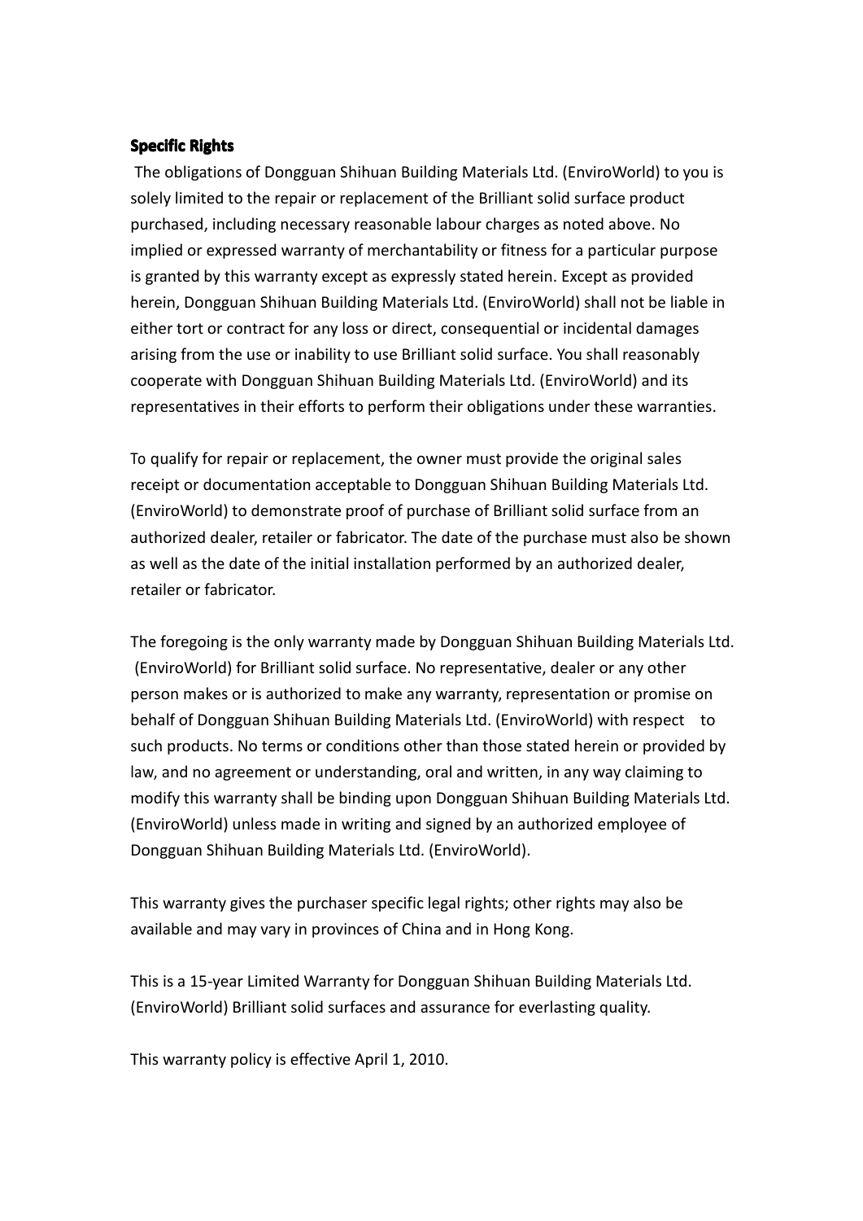**Specific Rights**

The obligations of Dongguan Shihuan Building Materials Ltd. (EnviroWorld) to you is solely limited to the repair or replacement of the Brilliant solid surface product purchased, including necessary reasonable labour charges as noted above. No implied or expressed warranty of merchantability or fitness for a particular purpose is granted by this warranty except as expressly stated herein. Except as provided herein, Dongguan Shihuan Building Materials Ltd. (EnviroWorld) shall not be liable in either tort or contract for any loss or direct, consequential or incidental damages arising from the use or inability to use Brilliant solid surface. You shall reasonably cooperate with Dongguan Shihuan Building Materials Ltd. (EnviroWorld) and its representatives in their efforts to perform their obligations under these warranties.

To qualify for repair or replacement, the owner must provide the original sales receipt or documentation acceptable to Dongguan Shihuan Building Materials Ltd. (EnviroWorld) to demonstrate proof of purchase of Brilliant solid surface from an authorized dealer, retailer or fabricator. The date of the purchase must also be shown as well as the date of the initial installation performed by an authorized dealer, retailer or fabricator.

The foregoing is the only warranty made by Dongguan Shihuan Building Materials Ltd. (EnviroWorld) for Brilliant solid surface. No representative, dealer or any other person makes or is authorized to make any warranty, representation or promise on behalf of Dongguan Shihuan Building Materials Ltd. (EnviroWorld) with respect to such products. No terms or conditions other than those stated herein or provided by law, and no agreement or understanding, oral and written, in any way claiming to modify this warranty shall be binding upon Dongguan Shihuan Building Materials Ltd. (EnviroWorld) unless made in writing and signed by an authorized employee of Dongguan Shihuan Building Materials Ltd. (EnviroWorld).

This warranty gives the purchaser specific legal rights; other rights may also be available and may vary in provinces of China and in Hong Kong.

This is a 15-year Limited Warranty for Dongguan Shihuan Building Materials Ltd. (EnviroWorld) Brilliant solid surfaces and assurance for everlasting quality.

This warranty policy is effective April 1, 2010.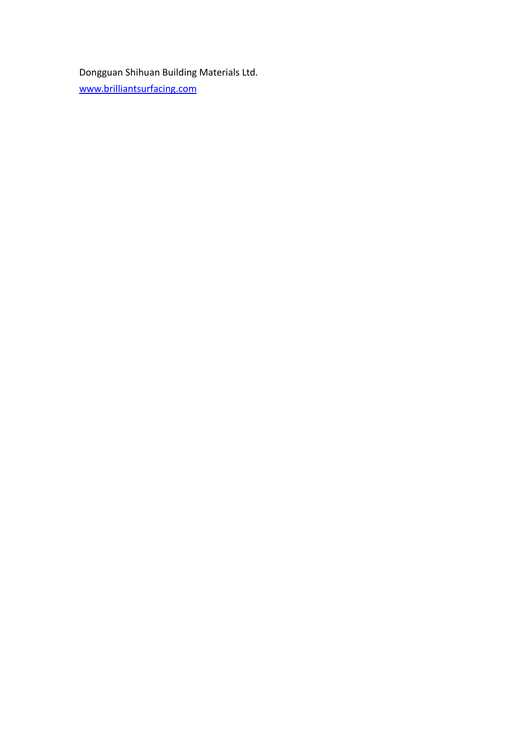Dongguan Shihuan Building Materials Ltd.

www.brilliantsurfacing.com